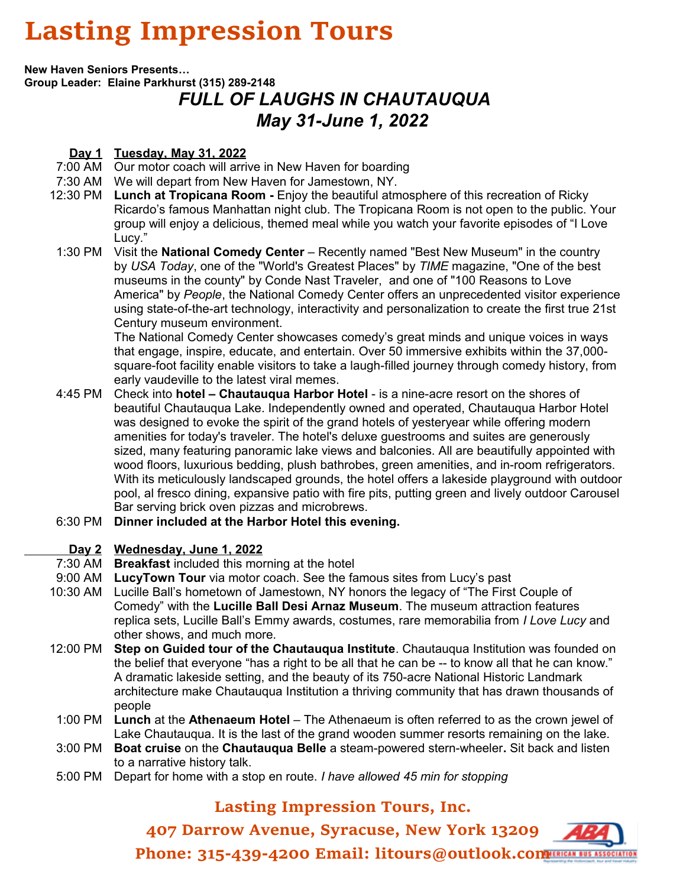# Lasting Impression Tours

**New Haven Seniors Presents…**
**Group Leader: Elaine Parkhurst (315) 289-2148**

## *FULL OF LAUGHS IN CHAUTAUQUA*
## *May 31-June 1, 2022*

**Day 1 Tuesday, May 31, 2022**

7:00 AM Our motor coach will arrive in New Haven for boarding

7:30 AM We will depart from New Haven for Jamestown, NY.

12:30 PM **Lunch at Tropicana Room -** Enjoy the beautiful atmosphere of this recreation of Ricky Ricardo's famous Manhattan night club. The Tropicana Room is not open to the public. Your group will enjoy a delicious, themed meal while you watch your favorite episodes of "I Love Lucy."

1:30 PM Visit the **National Comedy Center** – Recently named "Best New Museum" in the country by *USA Today*, one of the "World's Greatest Places" by *TIME* magazine, "One of the best museums in the county" by Conde Nast Traveler, and one of "100 Reasons to Love America" by *People*, the National Comedy Center offers an unprecedented visitor experience using state-of-the-art technology, interactivity and personalization to create the first true 21st Century museum environment.
The National Comedy Center showcases comedy's great minds and unique voices in ways that engage, inspire, educate, and entertain. Over 50 immersive exhibits within the 37,000-square-foot facility enable visitors to take a laugh-filled journey through comedy history, from early vaudeville to the latest viral memes.

4:45 PM Check into **hotel – Chautauqua Harbor Hotel** - is a nine-acre resort on the shores of beautiful Chautauqua Lake. Independently owned and operated, Chautauqua Harbor Hotel was designed to evoke the spirit of the grand hotels of yesteryear while offering modern amenities for today's traveler. The hotel's deluxe guestrooms and suites are generously sized, many featuring panoramic lake views and balconies. All are beautifully appointed with wood floors, luxurious bedding, plush bathrobes, green amenities, and in-room refrigerators. With its meticulously landscaped grounds, the hotel offers a lakeside playground with outdoor pool, al fresco dining, expansive patio with fire pits, putting green and lively outdoor Carousel Bar serving brick oven pizzas and microbrews.

6:30 PM **Dinner included at the Harbor Hotel this evening.**

**Day 2 Wednesday, June 1, 2022**

7:30 AM **Breakfast** included this morning at the hotel

9:00 AM **LucyTown Tour** via motor coach. See the famous sites from Lucy's past

10:30 AM Lucille Ball's hometown of Jamestown, NY honors the legacy of "The First Couple of Comedy" with the **Lucille Ball Desi Arnaz Museum**. The museum attraction features replica sets, Lucille Ball's Emmy awards, costumes, rare memorabilia from *I Love Lucy* and other shows, and much more.

12:00 PM **Step on Guided tour of the Chautauqua Institute**. Chautauqua Institution was founded on the belief that everyone "has a right to be all that he can be -- to know all that he can know." A dramatic lakeside setting, and the beauty of its 750-acre National Historic Landmark architecture make Chautauqua Institution a thriving community that has drawn thousands of people

1:00 PM **Lunch** at the **Athenaeum Hotel** – The Athenaeum is often referred to as the crown jewel of Lake Chautauqua. It is the last of the grand wooden summer resorts remaining on the lake.

3:00 PM **Boat cruise** on the **Chautauqua Belle** a steam-powered stern-wheeler**.** Sit back and listen to a narrative history talk.

5:00 PM Depart for home with a stop en route. *I have allowed 45 min for stopping*

**Lasting Impression Tours, Inc.**
**407 Darrow Avenue, Syracuse, New York 13209**
**Phone: 315-439-4200 Email: litours@outlook.com**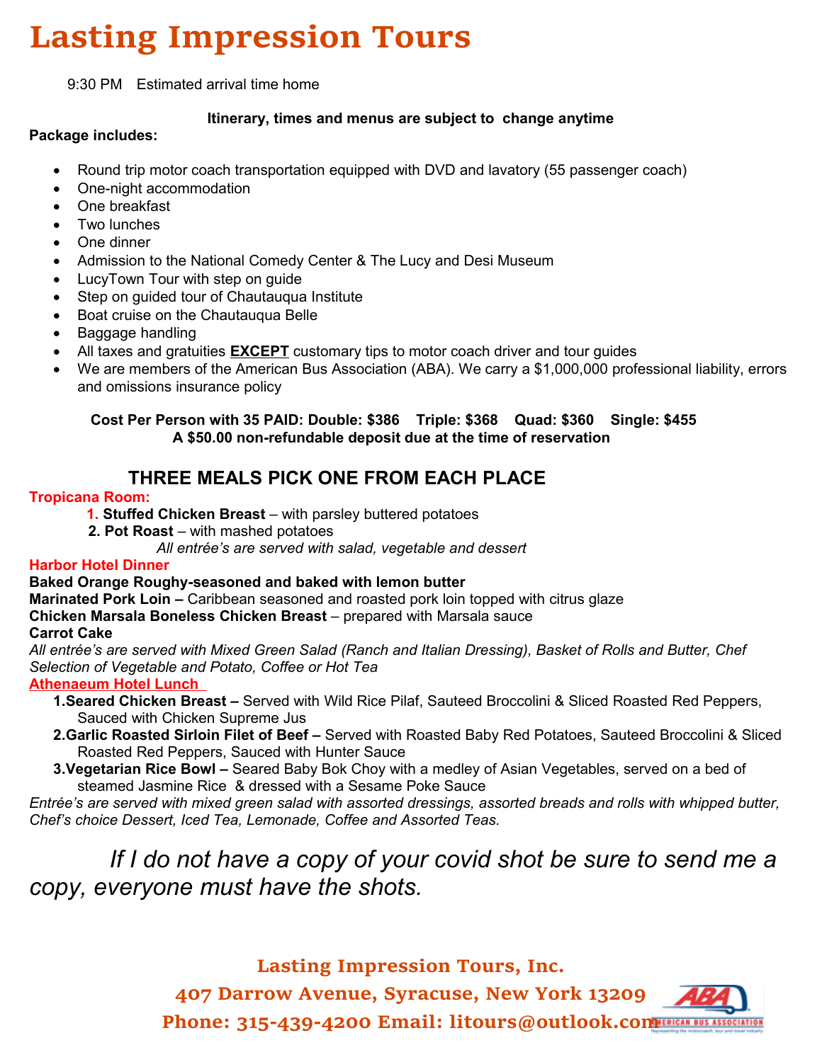# Lasting Impression Tours

9:30 PM Estimated arrival time home

**Itinerary, times and menus are subject to change anytime**

**Package includes:**

- Round trip motor coach transportation equipped with DVD and lavatory (55 passenger coach)
- One-night accommodation
- One breakfast
- Two lunches
- One dinner
- Admission to the National Comedy Center & The Lucy and Desi Museum
- LucyTown Tour with step on guide
- Step on guided tour of Chautauqua Institute
- Boat cruise on the Chautauqua Belle
- Baggage handling
- All taxes and gratuities **EXCEPT** customary tips to motor coach driver and tour guides
- We are members of the American Bus Association (ABA). We carry a $1,000,000 professional liability, errors and omissions insurance policy

**Cost Per Person with 35 PAID: Double: $386 Triple: $368 Quad: $360 Single: $455**
**A $50.00 non-refundable deposit due at the time of reservation**

## THREE MEALS PICK ONE FROM EACH PLACE

**Tropicana Room:**

1. **Stuffed Chicken Breast** – with parsley buttered potatoes
2. **Pot Roast** – with mashed potatoes

*All entrée's are served with salad, vegetable and dessert*

**Harbor Hotel Dinner**

**Baked Orange Roughy-seasoned and baked with lemon butter**
**Marinated Pork Loin –** Caribbean seasoned and roasted pork loin topped with citrus glaze
**Chicken Marsala Boneless Chicken Breast** – prepared with Marsala sauce
**Carrot Cake**

*All entrée's are served with Mixed Green Salad (Ranch and Italian Dressing), Basket of Rolls and Butter, Chef Selection of Vegetable and Potato, Coffee or Hot Tea*

**Athenaeum Hotel Lunch**

1. **Seared Chicken Breast –** Served with Wild Rice Pilaf, Sauteed Broccolini & Sliced Roasted Red Peppers, Sauced with Chicken Supreme Jus
2. **Garlic Roasted Sirloin Filet of Beef –** Served with Roasted Baby Red Potatoes, Sauteed Broccolini & Sliced Roasted Red Peppers, Sauced with Hunter Sauce
3. **Vegetarian Rice Bowl –** Seared Baby Bok Choy with a medley of Asian Vegetables, served on a bed of steamed Jasmine Rice & dressed with a Sesame Poke Sauce

*Entrée's are served with mixed green salad with assorted dressings, assorted breads and rolls with whipped butter, Chef's choice Dessert, Iced Tea, Lemonade, Coffee and Assorted Teas.*

*If I do not have a copy of your covid shot be sure to send me a copy, everyone must have the shots.*

**Lasting Impression Tours, Inc.**
**407 Darrow Avenue, Syracuse, New York 13209**
**Phone: 315-439-4200 Email: litours@outlook.com**